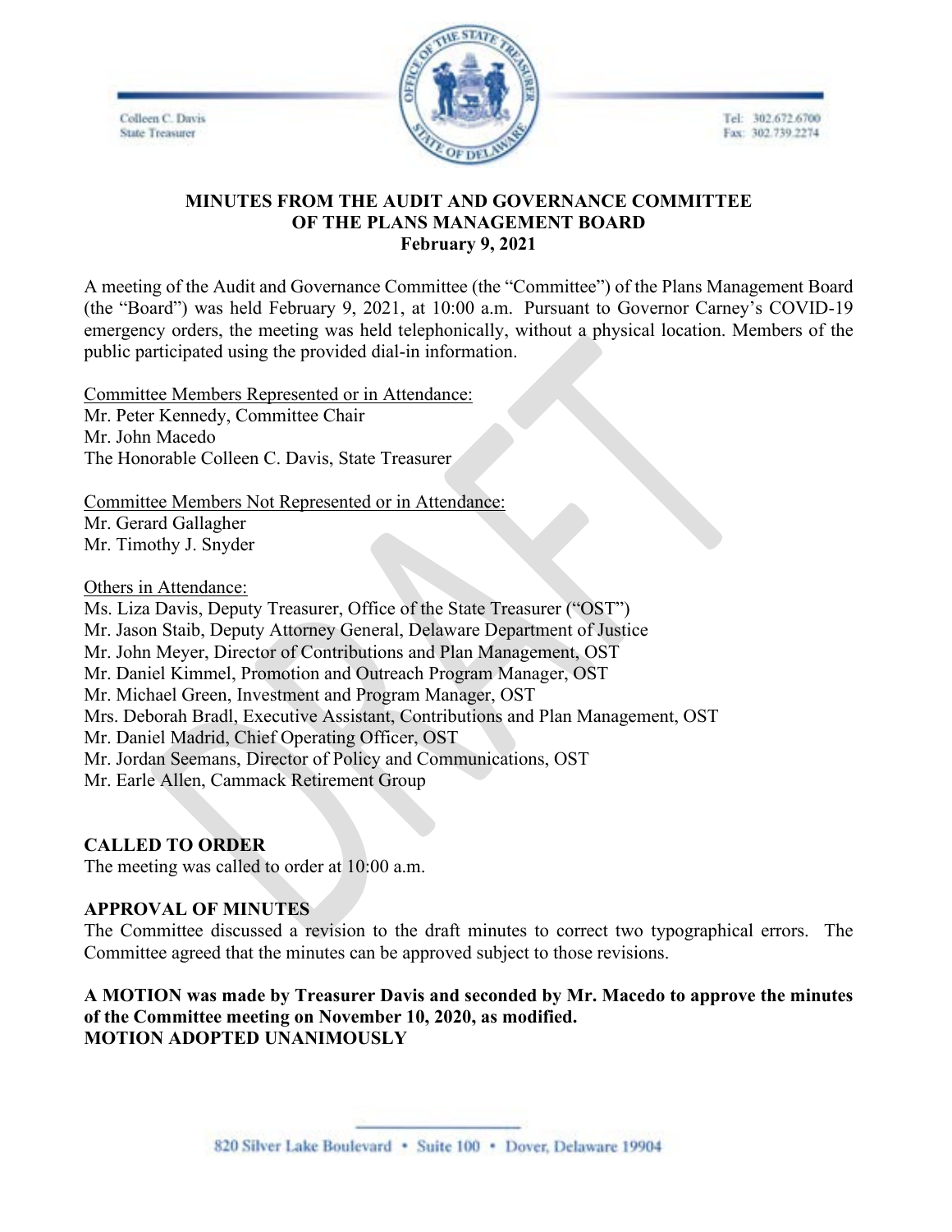Colleen C. Davis
State Treasurer

Tel: 302.672.6700
Fax: 302.739.2274

# MINUTES FROM THE AUDIT AND GOVERNANCE COMMITTEE OF THE PLANS MANAGEMENT BOARD

**February 9, 2021**

A meeting of the Audit and Governance Committee (the "Committee") of the Plans Management Board (the "Board") was held February 9, 2021, at 10:00 a.m. Pursuant to Governor Carney's COVID-19 emergency orders, the meeting was held telephonically, without a physical location. Members of the public participated using the provided dial-in information.

Committee Members Represented or in Attendance:
Mr. Peter Kennedy, Committee Chair
Mr. John Macedo
The Honorable Colleen C. Davis, State Treasurer

Committee Members Not Represented or in Attendance:
Mr. Gerard Gallagher
Mr. Timothy J. Snyder

Others in Attendance:
Ms. Liza Davis, Deputy Treasurer, Office of the State Treasurer ("OST")
Mr. Jason Staib, Deputy Attorney General, Delaware Department of Justice
Mr. John Meyer, Director of Contributions and Plan Management, OST
Mr. Daniel Kimmel, Promotion and Outreach Program Manager, OST
Mr. Michael Green, Investment and Program Manager, OST
Mrs. Deborah Bradl, Executive Assistant, Contributions and Plan Management, OST
Mr. Daniel Madrid, Chief Operating Officer, OST
Mr. Jordan Seemans, Director of Policy and Communications, OST
Mr. Earle Allen, Cammack Retirement Group

## CALLED TO ORDER

The meeting was called to order at 10:00 a.m.

## APPROVAL OF MINUTES

The Committee discussed a revision to the draft minutes to correct two typographical errors. The Committee agreed that the minutes can be approved subject to those revisions.

**A MOTION was made by Treasurer Davis and seconded by Mr. Macedo to approve the minutes of the Committee meeting on November 10, 2020, as modified.**
**MOTION ADOPTED UNANIMOUSLY**

820 Silver Lake Boulevard • Suite 100 • Dover, Delaware 19904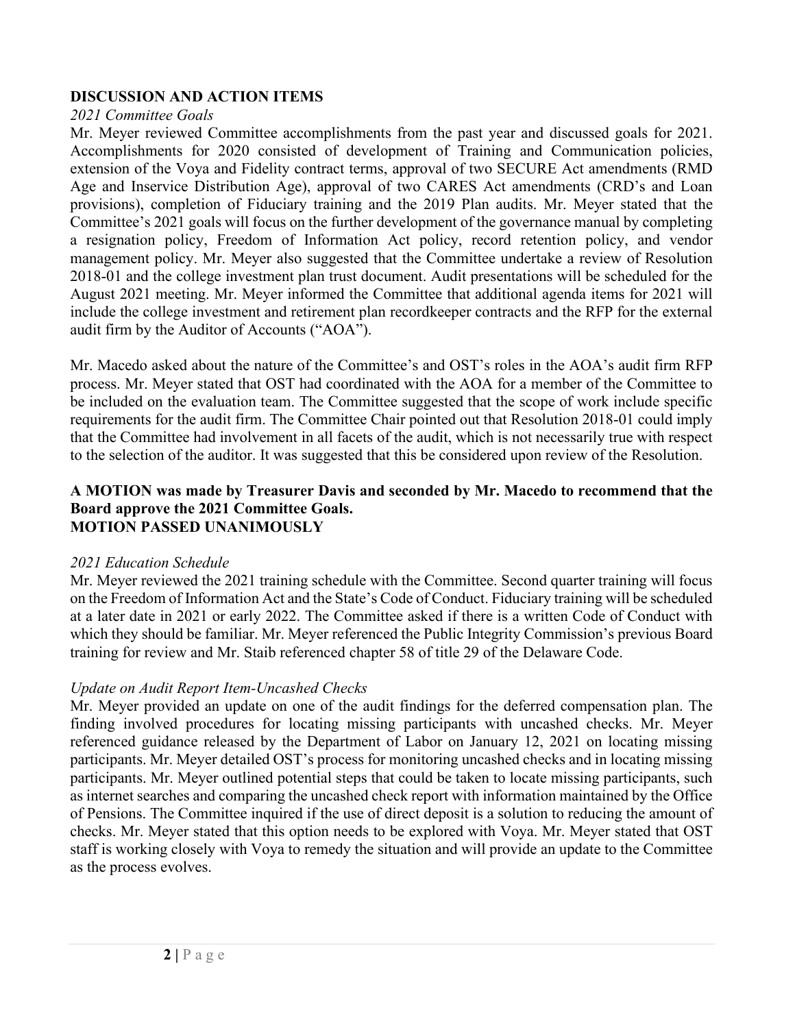## DISCUSSION AND ACTION ITEMS

*2021 Committee Goals*

Mr. Meyer reviewed Committee accomplishments from the past year and discussed goals for 2021. Accomplishments for 2020 consisted of development of Training and Communication policies, extension of the Voya and Fidelity contract terms, approval of two SECURE Act amendments (RMD Age and Inservice Distribution Age), approval of two CARES Act amendments (CRD's and Loan provisions), completion of Fiduciary training and the 2019 Plan audits. Mr. Meyer stated that the Committee's 2021 goals will focus on the further development of the governance manual by completing a resignation policy, Freedom of Information Act policy, record retention policy, and vendor management policy. Mr. Meyer also suggested that the Committee undertake a review of Resolution 2018-01 and the college investment plan trust document. Audit presentations will be scheduled for the August 2021 meeting. Mr. Meyer informed the Committee that additional agenda items for 2021 will include the college investment and retirement plan recordkeeper contracts and the RFP for the external audit firm by the Auditor of Accounts ("AOA").

Mr. Macedo asked about the nature of the Committee's and OST's roles in the AOA's audit firm RFP process. Mr. Meyer stated that OST had coordinated with the AOA for a member of the Committee to be included on the evaluation team. The Committee suggested that the scope of work include specific requirements for the audit firm. The Committee Chair pointed out that Resolution 2018-01 could imply that the Committee had involvement in all facets of the audit, which is not necessarily true with respect to the selection of the auditor. It was suggested that this be considered upon review of the Resolution.

**A MOTION was made by Treasurer Davis and seconded by Mr. Macedo to recommend that the Board approve the 2021 Committee Goals.**
**MOTION PASSED UNANIMOUSLY**

*2021 Education Schedule*

Mr. Meyer reviewed the 2021 training schedule with the Committee. Second quarter training will focus on the Freedom of Information Act and the State's Code of Conduct. Fiduciary training will be scheduled at a later date in 2021 or early 2022. The Committee asked if there is a written Code of Conduct with which they should be familiar. Mr. Meyer referenced the Public Integrity Commission's previous Board training for review and Mr. Staib referenced chapter 58 of title 29 of the Delaware Code.

*Update on Audit Report Item-Uncashed Checks*

Mr. Meyer provided an update on one of the audit findings for the deferred compensation plan. The finding involved procedures for locating missing participants with uncashed checks. Mr. Meyer referenced guidance released by the Department of Labor on January 12, 2021 on locating missing participants. Mr. Meyer detailed OST's process for monitoring uncashed checks and in locating missing participants. Mr. Meyer outlined potential steps that could be taken to locate missing participants, such as internet searches and comparing the uncashed check report with information maintained by the Office of Pensions. The Committee inquired if the use of direct deposit is a solution to reducing the amount of checks. Mr. Meyer stated that this option needs to be explored with Voya. Mr. Meyer stated that OST staff is working closely with Voya to remedy the situation and will provide an update to the Committee as the process evolves.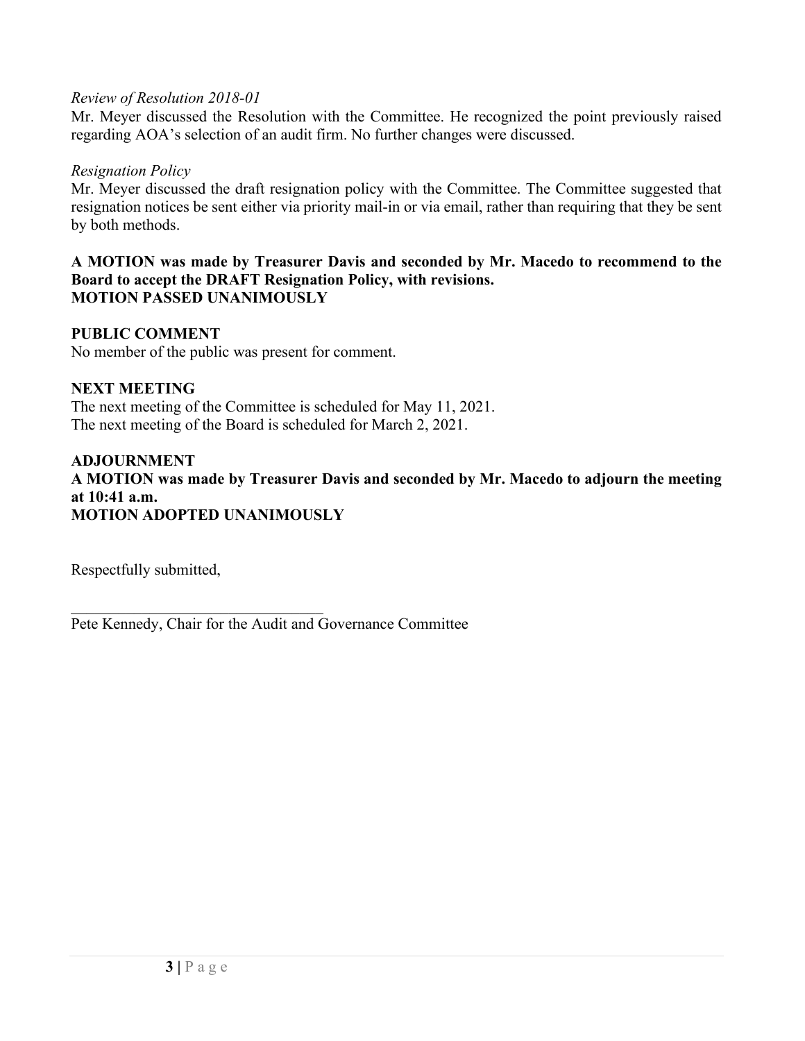*Review of Resolution 2018-01*

Mr. Meyer discussed the Resolution with the Committee. He recognized the point previously raised regarding AOA's selection of an audit firm. No further changes were discussed.

*Resignation Policy*

Mr. Meyer discussed the draft resignation policy with the Committee. The Committee suggested that resignation notices be sent either via priority mail-in or via email, rather than requiring that they be sent by both methods.

**A MOTION was made by Treasurer Davis and seconded by Mr. Macedo to recommend to the Board to accept the DRAFT Resignation Policy, with revisions.**
**MOTION PASSED UNANIMOUSLY**

**PUBLIC COMMENT**

No member of the public was present for comment.

**NEXT MEETING**

The next meeting of the Committee is scheduled for May 11, 2021.
The next meeting of the Board is scheduled for March 2, 2021.

**ADJOURNMENT**

**A MOTION was made by Treasurer Davis and seconded by Mr. Macedo to adjourn the meeting at 10:41 a.m.**
**MOTION ADOPTED UNANIMOUSLY**

Respectfully submitted,

\_\_\_\_\_\_\_\_\_\_\_\_\_\_\_\_\_\_\_\_\_\_\_\_\_\_\_\_\_\_\_\_\_

Pete Kennedy, Chair for the Audit and Governance Committee